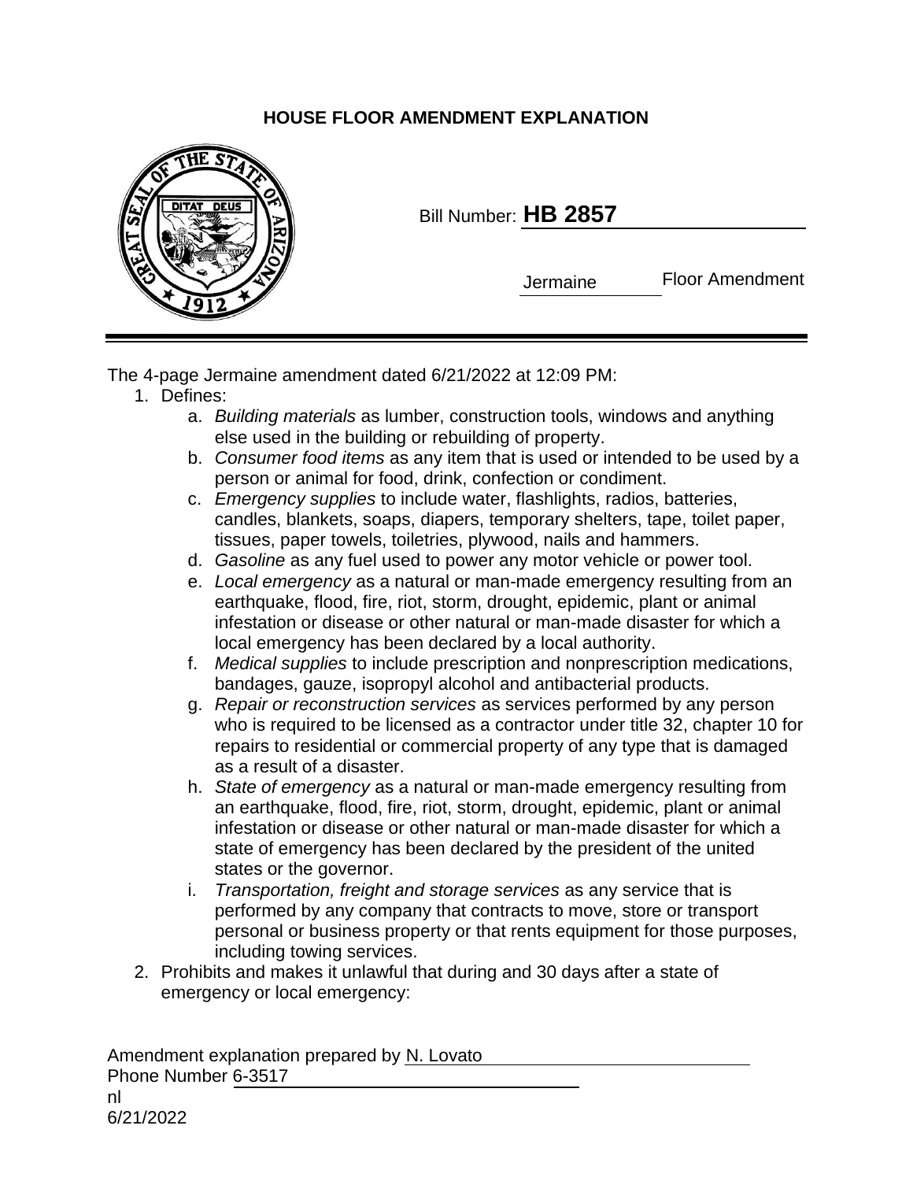# HOUSE FLOOR AMENDMENT EXPLANATION

Bill Number: **HB 2857**

Jermaine Floor Amendment

The 4-page Jermaine amendment dated 6/21/2022 at 12:09 PM:

1. Defines:
   a. *Building materials* as lumber, construction tools, windows and anything else used in the building or rebuilding of property.
   b. *Consumer food items* as any item that is used or intended to be used by a person or animal for food, drink, confection or condiment.
   c. *Emergency supplies* to include water, flashlights, radios, batteries, candles, blankets, soaps, diapers, temporary shelters, tape, toilet paper, tissues, paper towels, toiletries, plywood, nails and hammers.
   d. *Gasoline* as any fuel used to power any motor vehicle or power tool.
   e. *Local emergency* as a natural or man-made emergency resulting from an earthquake, flood, fire, riot, storm, drought, epidemic, plant or animal infestation or disease or other natural or man-made disaster for which a local emergency has been declared by a local authority.
   f. *Medical supplies* to include prescription and nonprescription medications, bandages, gauze, isopropyl alcohol and antibacterial products.
   g. *Repair or reconstruction services* as services performed by any person who is required to be licensed as a contractor under title 32, chapter 10 for repairs to residential or commercial property of any type that is damaged as a result of a disaster.
   h. *State of emergency* as a natural or man-made emergency resulting from an earthquake, flood, fire, riot, storm, drought, epidemic, plant or animal infestation or disease or other natural or man-made disaster for which a state of emergency has been declared by the president of the united states or the governor.
   i. *Transportation, freight and storage services* as any service that is performed by any company that contracts to move, store or transport personal or business property or that rents equipment for those purposes, including towing services.
2. Prohibits and makes it unlawful that during and 30 days after a state of emergency or local emergency:

Amendment explanation prepared by N. Lovato
Phone Number 6-3517
nl
6/21/2022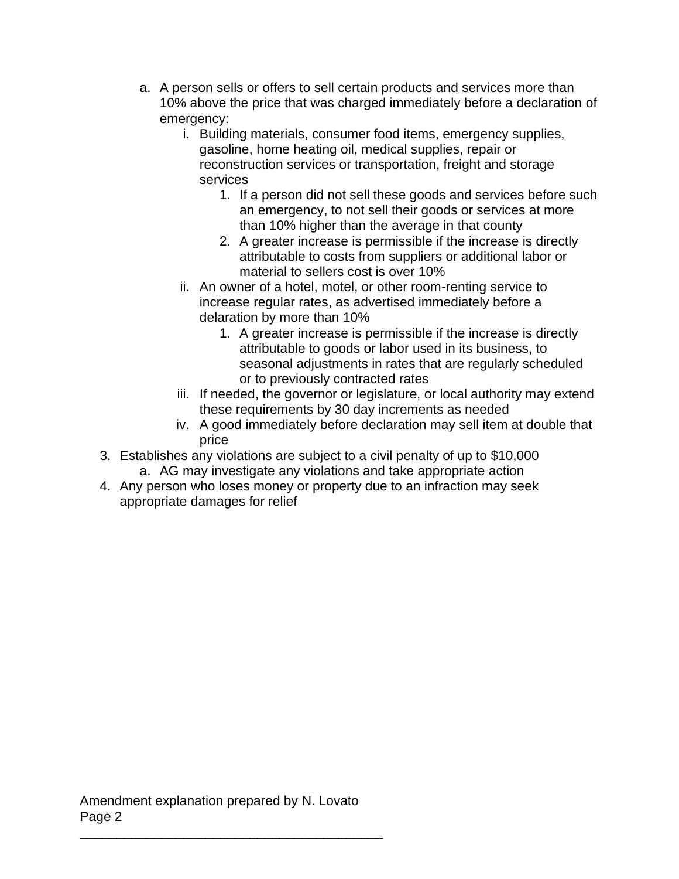a. A person sells or offers to sell certain products and services more than 10% above the price that was charged immediately before a declaration of emergency:
      i. Building materials, consumer food items, emergency supplies, gasoline, home heating oil, medical supplies, repair or reconstruction services or transportation, freight and storage services
         1. If a person did not sell these goods and services before such an emergency, to not sell their goods or services at more than 10% higher than the average in that county
         2. A greater increase is permissible if the increase is directly attributable to costs from suppliers or additional labor or material to sellers cost is over 10%
      ii. An owner of a hotel, motel, or other room-renting service to increase regular rates, as advertised immediately before a delaration by more than 10%
         1. A greater increase is permissible if the increase is directly attributable to goods or labor used in its business, to seasonal adjustments in rates that are regularly scheduled or to previously contracted rates
      iii. If needed, the governor or legislature, or local authority may extend these requirements by 30 day increments as needed
      iv. A good immediately before declaration may sell item at double that price

3. Establishes any violations are subject to a civil penalty of up to $10,000
   a. AG may investigate any violations and take appropriate action
4. Any person who loses money or property due to an infraction may seek appropriate damages for relief

Amendment explanation prepared by N. Lovato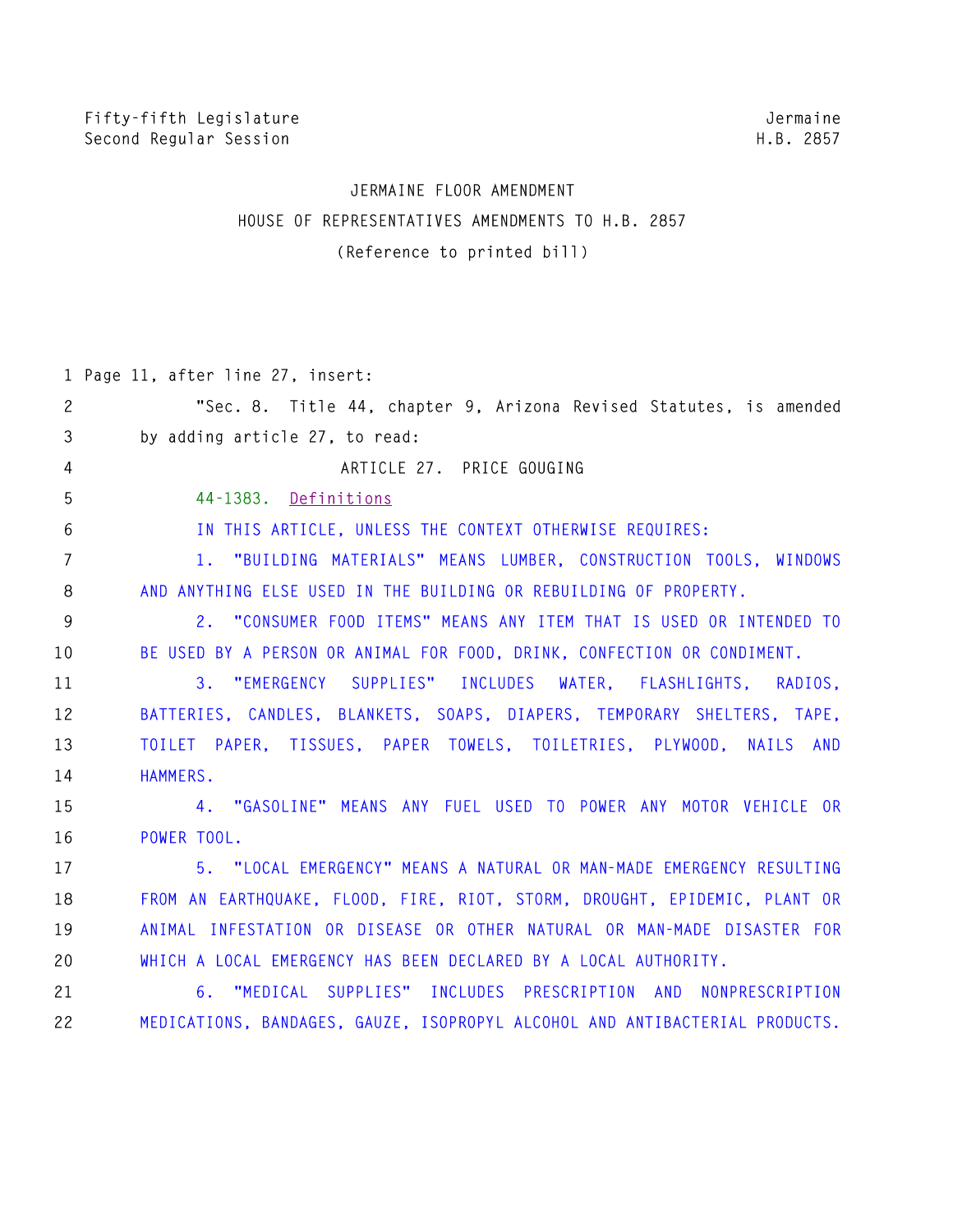Fifty-fifth Legislature
Second Regular Session

Jermaine
H.B. 2857

JERMAINE FLOOR AMENDMENT

HOUSE OF REPRESENTATIVES AMENDMENTS TO H.B. 2857

(Reference to printed bill)

1 Page 11, after line 27, insert:

2 "Sec. 8. Title 44, chapter 9, Arizona Revised Statutes, is amended

3 by adding article 27, to read:

4 ARTICLE 27. PRICE GOUGING

5 44-1383. Definitions

6 IN THIS ARTICLE, UNLESS THE CONTEXT OTHERWISE REQUIRES:

7 1. "BUILDING MATERIALS" MEANS LUMBER, CONSTRUCTION TOOLS, WINDOWS

8 AND ANYTHING ELSE USED IN THE BUILDING OR REBUILDING OF PROPERTY.

9 2. "CONSUMER FOOD ITEMS" MEANS ANY ITEM THAT IS USED OR INTENDED TO

10 BE USED BY A PERSON OR ANIMAL FOR FOOD, DRINK, CONFECTION OR CONDIMENT.

11 3. "EMERGENCY SUPPLIES" INCLUDES WATER, FLASHLIGHTS, RADIOS,

12 BATTERIES, CANDLES, BLANKETS, SOAPS, DIAPERS, TEMPORARY SHELTERS, TAPE,

13 TOILET PAPER, TISSUES, PAPER TOWELS, TOILETRIES, PLYWOOD, NAILS AND

14 HAMMERS.

15 4. "GASOLINE" MEANS ANY FUEL USED TO POWER ANY MOTOR VEHICLE OR

16 POWER TOOL.

17 5. "LOCAL EMERGENCY" MEANS A NATURAL OR MAN-MADE EMERGENCY RESULTING

18 FROM AN EARTHQUAKE, FLOOD, FIRE, RIOT, STORM, DROUGHT, EPIDEMIC, PLANT OR

19 ANIMAL INFESTATION OR DISEASE OR OTHER NATURAL OR MAN-MADE DISASTER FOR

20 WHICH A LOCAL EMERGENCY HAS BEEN DECLARED BY A LOCAL AUTHORITY.

21 6. "MEDICAL SUPPLIES" INCLUDES PRESCRIPTION AND NONPRESCRIPTION

22 MEDICATIONS, BANDAGES, GAUZE, ISOPROPYL ALCOHOL AND ANTIBACTERIAL PRODUCTS.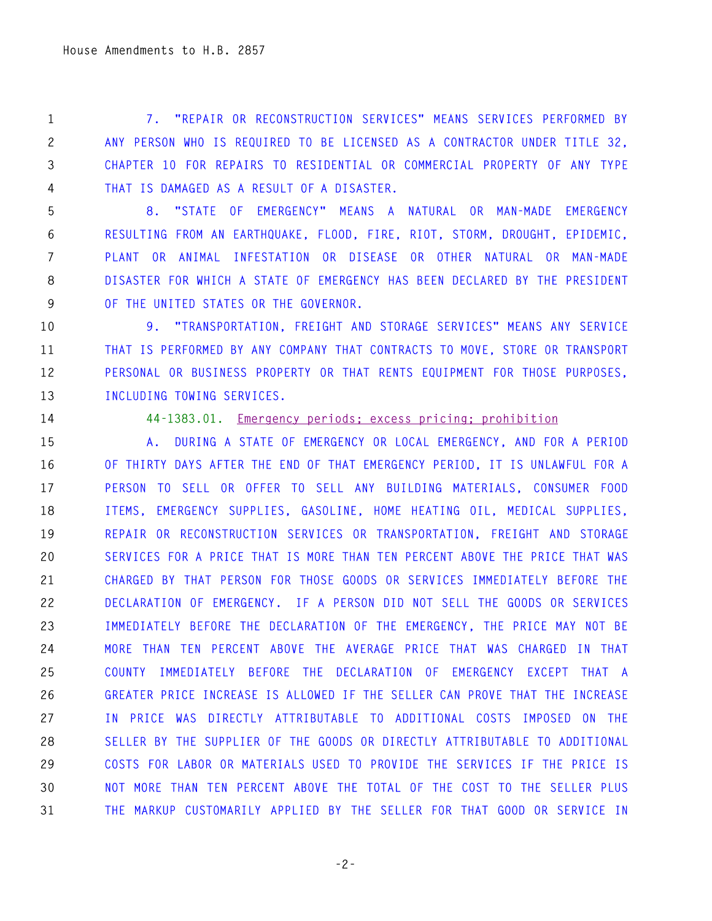7. "REPAIR OR RECONSTRUCTION SERVICES" MEANS SERVICES PERFORMED BY ANY PERSON WHO IS REQUIRED TO BE LICENSED AS A CONTRACTOR UNDER TITLE 32, CHAPTER 10 FOR REPAIRS TO RESIDENTIAL OR COMMERCIAL PROPERTY OF ANY TYPE THAT IS DAMAGED AS A RESULT OF A DISASTER.

8. "STATE OF EMERGENCY" MEANS A NATURAL OR MAN-MADE EMERGENCY RESULTING FROM AN EARTHQUAKE, FLOOD, FIRE, RIOT, STORM, DROUGHT, EPIDEMIC, PLANT OR ANIMAL INFESTATION OR DISEASE OR OTHER NATURAL OR MAN-MADE DISASTER FOR WHICH A STATE OF EMERGENCY HAS BEEN DECLARED BY THE PRESIDENT OF THE UNITED STATES OR THE GOVERNOR.

9. "TRANSPORTATION, FREIGHT AND STORAGE SERVICES" MEANS ANY SERVICE THAT IS PERFORMED BY ANY COMPANY THAT CONTRACTS TO MOVE, STORE OR TRANSPORT PERSONAL OR BUSINESS PROPERTY OR THAT RENTS EQUIPMENT FOR THOSE PURPOSES, INCLUDING TOWING SERVICES.

44-1383.01. Emergency periods; excess pricing; prohibition

A. DURING A STATE OF EMERGENCY OR LOCAL EMERGENCY, AND FOR A PERIOD OF THIRTY DAYS AFTER THE END OF THAT EMERGENCY PERIOD, IT IS UNLAWFUL FOR A PERSON TO SELL OR OFFER TO SELL ANY BUILDING MATERIALS, CONSUMER FOOD ITEMS, EMERGENCY SUPPLIES, GASOLINE, HOME HEATING OIL, MEDICAL SUPPLIES, REPAIR OR RECONSTRUCTION SERVICES OR TRANSPORTATION, FREIGHT AND STORAGE SERVICES FOR A PRICE THAT IS MORE THAN TEN PERCENT ABOVE THE PRICE THAT WAS CHARGED BY THAT PERSON FOR THOSE GOODS OR SERVICES IMMEDIATELY BEFORE THE DECLARATION OF EMERGENCY. IF A PERSON DID NOT SELL THE GOODS OR SERVICES IMMEDIATELY BEFORE THE DECLARATION OF THE EMERGENCY, THE PRICE MAY NOT BE MORE THAN TEN PERCENT ABOVE THE AVERAGE PRICE THAT WAS CHARGED IN THAT COUNTY IMMEDIATELY BEFORE THE DECLARATION OF EMERGENCY EXCEPT THAT A GREATER PRICE INCREASE IS ALLOWED IF THE SELLER CAN PROVE THAT THE INCREASE IN PRICE WAS DIRECTLY ATTRIBUTABLE TO ADDITIONAL COSTS IMPOSED ON THE SELLER BY THE SUPPLIER OF THE GOODS OR DIRECTLY ATTRIBUTABLE TO ADDITIONAL COSTS FOR LABOR OR MATERIALS USED TO PROVIDE THE SERVICES IF THE PRICE IS NOT MORE THAN TEN PERCENT ABOVE THE TOTAL OF THE COST TO THE SELLER PLUS THE MARKUP CUSTOMARILY APPLIED BY THE SELLER FOR THAT GOOD OR SERVICE IN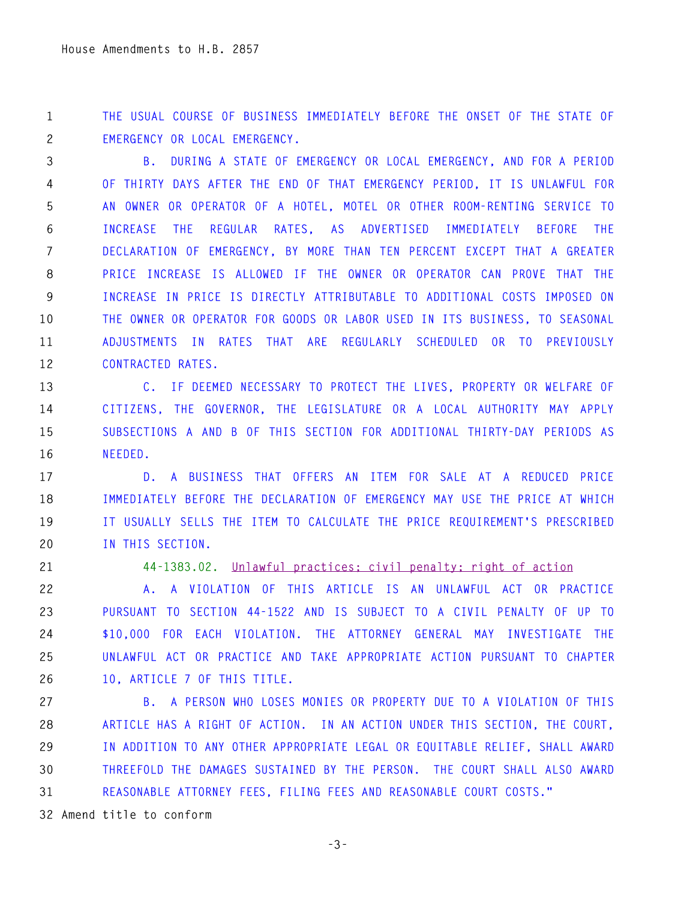THE USUAL COURSE OF BUSINESS IMMEDIATELY BEFORE THE ONSET OF THE STATE OF EMERGENCY OR LOCAL EMERGENCY.

B. DURING A STATE OF EMERGENCY OR LOCAL EMERGENCY, AND FOR A PERIOD OF THIRTY DAYS AFTER THE END OF THAT EMERGENCY PERIOD, IT IS UNLAWFUL FOR AN OWNER OR OPERATOR OF A HOTEL, MOTEL OR OTHER ROOM-RENTING SERVICE TO INCREASE THE REGULAR RATES, AS ADVERTISED IMMEDIATELY BEFORE THE DECLARATION OF EMERGENCY, BY MORE THAN TEN PERCENT EXCEPT THAT A GREATER PRICE INCREASE IS ALLOWED IF THE OWNER OR OPERATOR CAN PROVE THAT THE INCREASE IN PRICE IS DIRECTLY ATTRIBUTABLE TO ADDITIONAL COSTS IMPOSED ON THE OWNER OR OPERATOR FOR GOODS OR LABOR USED IN ITS BUSINESS, TO SEASONAL ADJUSTMENTS IN RATES THAT ARE REGULARLY SCHEDULED OR TO PREVIOUSLY CONTRACTED RATES.

C. IF DEEMED NECESSARY TO PROTECT THE LIVES, PROPERTY OR WELFARE OF CITIZENS, THE GOVERNOR, THE LEGISLATURE OR A LOCAL AUTHORITY MAY APPLY SUBSECTIONS A AND B OF THIS SECTION FOR ADDITIONAL THIRTY-DAY PERIODS AS NEEDED.

D. A BUSINESS THAT OFFERS AN ITEM FOR SALE AT A REDUCED PRICE IMMEDIATELY BEFORE THE DECLARATION OF EMERGENCY MAY USE THE PRICE AT WHICH IT USUALLY SELLS THE ITEM TO CALCULATE THE PRICE REQUIREMENT'S PRESCRIBED IN THIS SECTION.

44-1383.02. Unlawful practices; civil penalty; right of action

A. A VIOLATION OF THIS ARTICLE IS AN UNLAWFUL ACT OR PRACTICE PURSUANT TO SECTION 44-1522 AND IS SUBJECT TO A CIVIL PENALTY OF UP TO $10,000 FOR EACH VIOLATION. THE ATTORNEY GENERAL MAY INVESTIGATE THE UNLAWFUL ACT OR PRACTICE AND TAKE APPROPRIATE ACTION PURSUANT TO CHAPTER 10, ARTICLE 7 OF THIS TITLE.

B. A PERSON WHO LOSES MONIES OR PROPERTY DUE TO A VIOLATION OF THIS ARTICLE HAS A RIGHT OF ACTION. IN AN ACTION UNDER THIS SECTION, THE COURT, IN ADDITION TO ANY OTHER APPROPRIATE LEGAL OR EQUITABLE RELIEF, SHALL AWARD THREEFOLD THE DAMAGES SUSTAINED BY THE PERSON. THE COURT SHALL ALSO AWARD REASONABLE ATTORNEY FEES, FILING FEES AND REASONABLE COURT COSTS."

Amend title to conform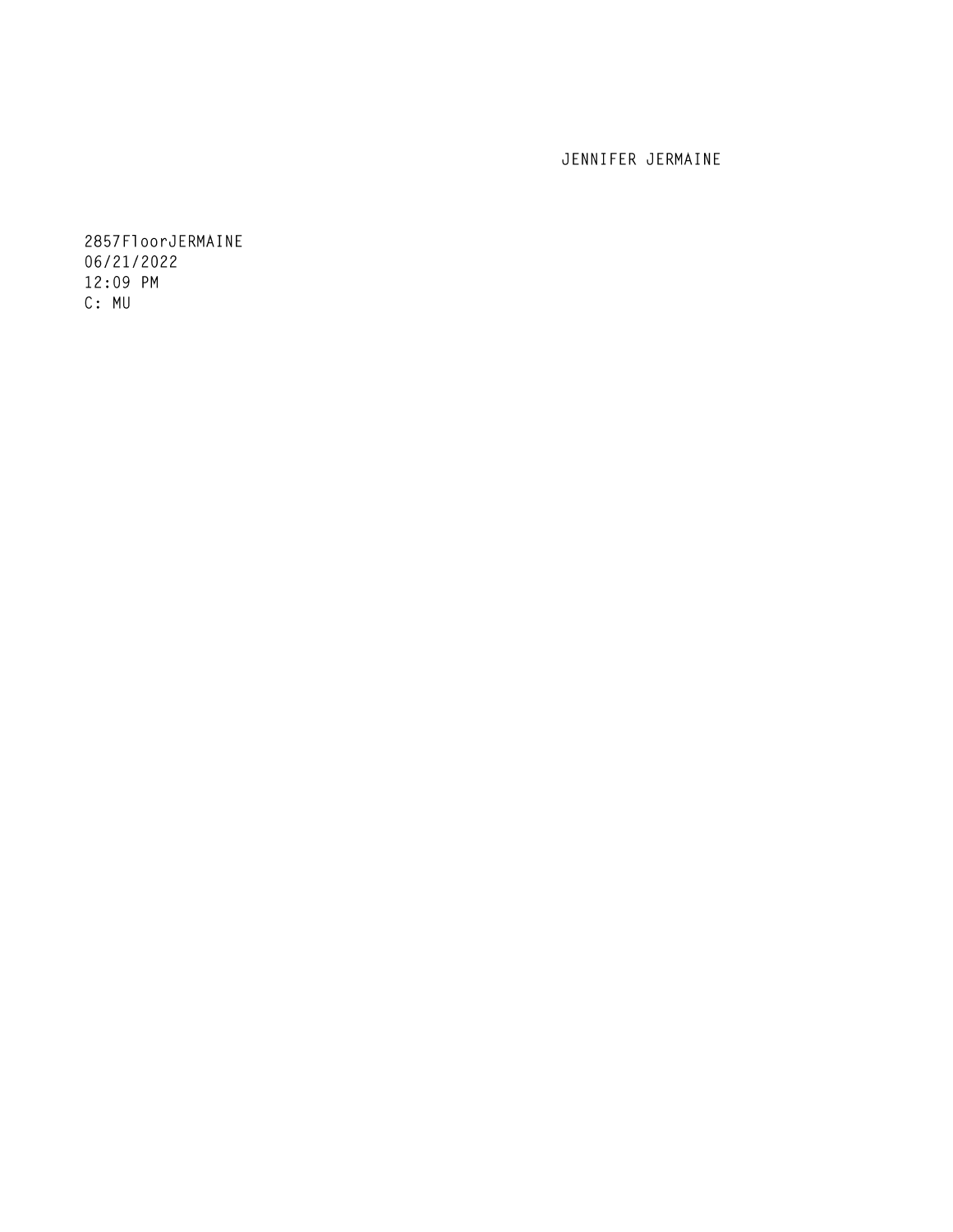JENNIFER JERMAINE

2857FloorJERMAINE
06/21/2022
12:09 PM
C: MU